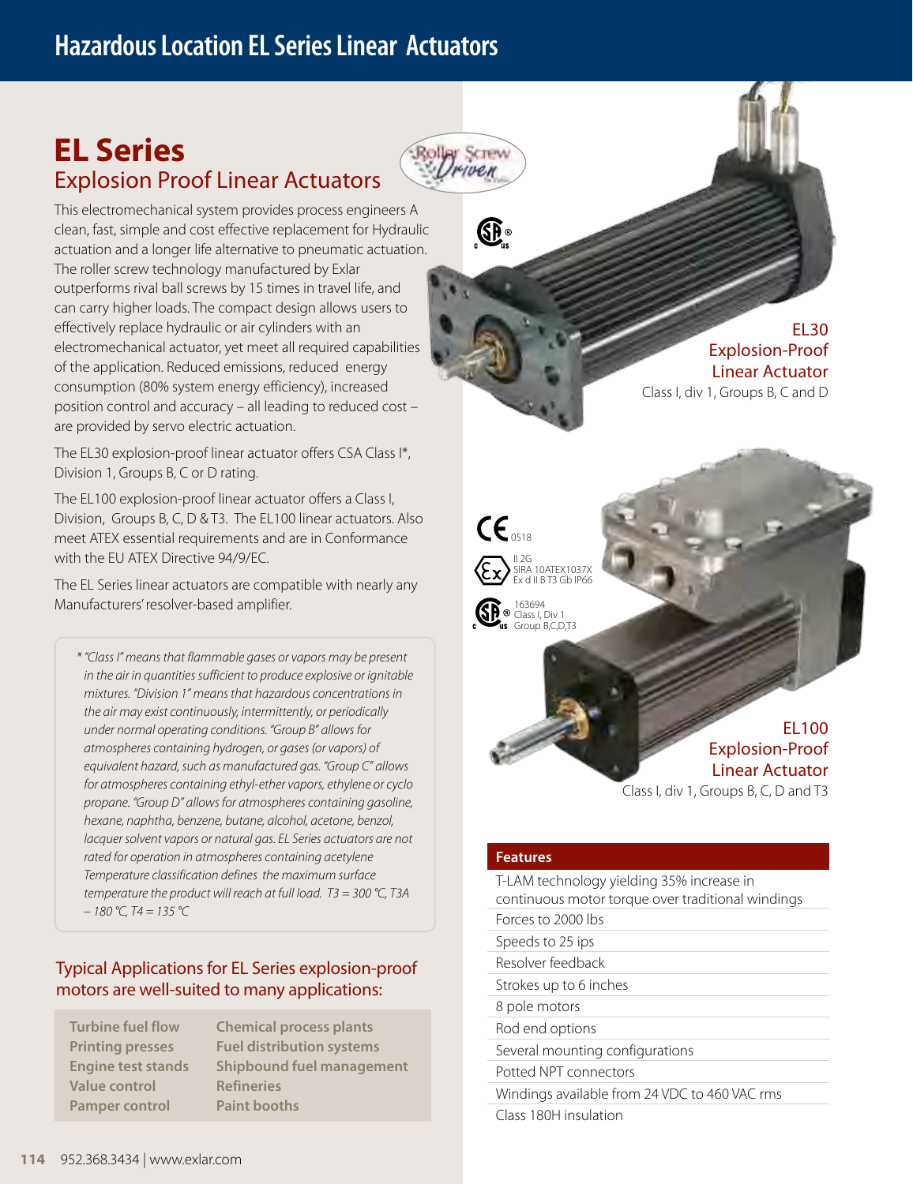# Hazardous Location EL Series Linear Actuators

## EL Series

### Explosion Proof Linear Actuators

Roller Screw Driven

This electromechanical system provides process engineers A clean, fast, simple and cost effective replacement for Hydraulic actuation and a longer life alternative to pneumatic actuation. The roller screw technology manufactured by Exlar outperforms rival ball screws by 15 times in travel life, and can carry higher loads. The compact design allows users to effectively replace hydraulic or air cylinders with an electromechanical actuator, yet meet all required capabilities of the application. Reduced emissions, reduced energy consumption (80% system energy efficiency), increased position control and accuracy – all leading to reduced cost – are provided by servo electric actuation.

The EL30 explosion-proof linear actuator offers CSA Class I*, Division 1, Groups B, C or D rating.

The EL100 explosion-proof linear actuator offers a Class I, Division, Groups B, C, D & T3. The EL100 linear actuators. Also meet ATEX essential requirements and are in Conformance with the EU ATEX Directive 94/9/EC.

The EL Series linear actuators are compatible with nearly any Manufacturers' resolver-based amplifier.

*\* "Class I" means that flammable gases or vapors may be present in the air in quantities sufficient to produce explosive or ignitable mixtures. "Division 1" means that hazardous concentrations in the air may exist continuously, intermittently, or periodically under normal operating conditions. "Group B" allows for atmospheres containing hydrogen, or gases (or vapors) of equivalent hazard, such as manufactured gas. "Group C" allows for atmospheres containing ethyl-ether vapors, ethylene or cyclo propane. "Group D" allows for atmospheres containing gasoline, hexane, naphtha, benzene, butane, alcohol, acetone, benzol, lacquer solvent vapors or natural gas. EL Series actuators are not rated for operation in atmospheres containing acetylene Temperature classification defines the maximum surface temperature the product will reach at full load. T3 = 300 °C, T3A – 180 °C, T4 = 135 °C*

### Typical Applications for EL Series explosion-proof motors are well-suited to many applications:

| | |
|---|---|
| Turbine fuel flow | Chemical process plants |
| Printing presses | Fuel distribution systems |
| Engine test stands | Shipbound fuel management |
| Value control | Refineries |
| Pamper control | Paint booths |

**EL30 Explosion-Proof Linear Actuator**
Class I, div 1, Groups B, C and D

CE 0518

II 2G
SIRA 10ATEX1037X
Ex d II B T3 Gb IP66

163694
Class I, Div 1
Group B,C,D,T3

**EL100 Explosion-Proof Linear Actuator**
Class I, div 1, Groups B, C, D and T3

### Features

- T-LAM technology yielding 35% increase in continuous motor torque over traditional windings
- Forces to 2000 lbs
- Speeds to 25 ips
- Resolver feedback
- Strokes up to 6 inches
- 8 pole motors
- Rod end options
- Several mounting configurations
- Potted NPT connectors
- Windings available from 24 VDC to 460 VAC rms
- Class 180H insulation

952.368.3434 | www.exlar.com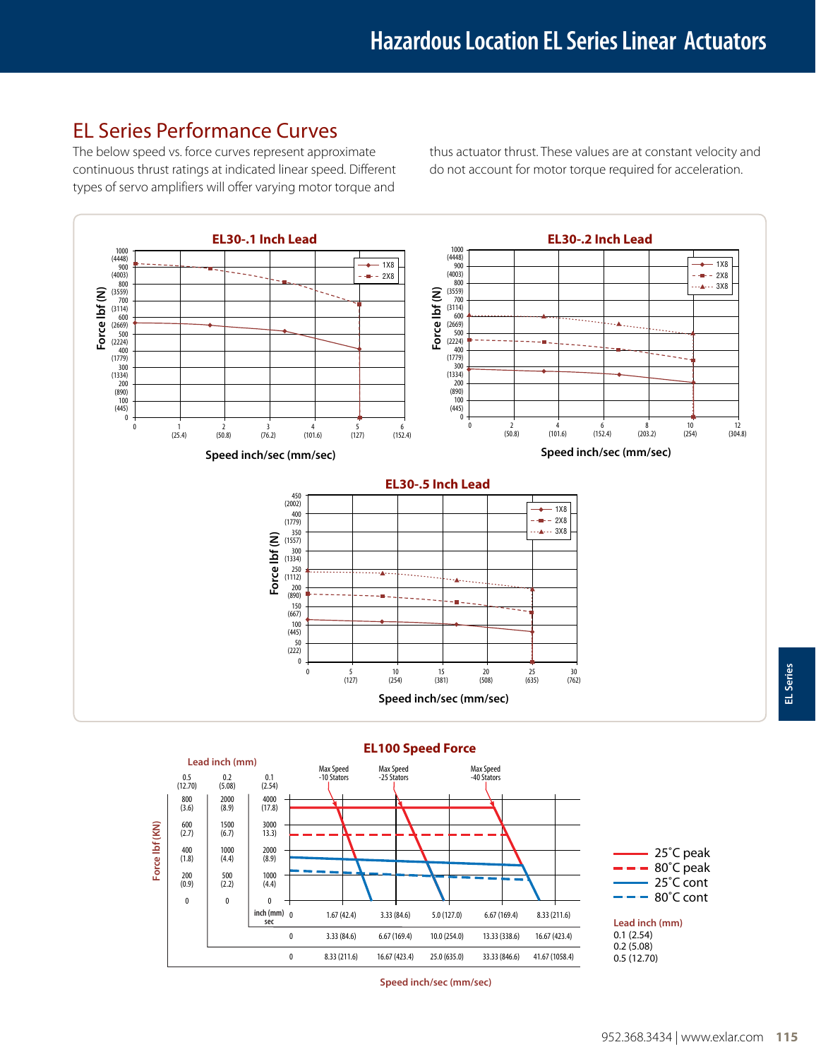## EL Series Performance Curves

The below speed vs. force curves represent approximate continuous thrust ratings at indicated linear speed. Different types of servo amplifiers will offer varying motor torque and thus actuator thrust. These values are at constant velocity and do not account for motor torque required for acceleration.

### EL30-.1 Inch Lead

Force lbf (N) vs. Speed inch/sec (mm/sec) — legend: 1X8, 2X8

### EL30-.2 Inch Lead

Force lbf (N) vs. Speed inch/sec (mm/sec) — legend: 1X8, 2X8, 3X8

### EL30-.5 Inch Lead

Force lbf (N) vs. Speed inch/sec (mm/sec) — legend: 1X8, 2X8, 3X8

### EL100 Speed Force

Max Speed -10 Stators; Max Speed -25 Stators; Max Speed -40 Stators

| Lead inch (mm) 0.5 (12.70) | 0.2 (5.08) | 0.1 (2.54) |
|---|---|---|
| 800 (3.6) | 2000 (8.9) | 4000 (17.8) |
| 600 (2.7) | 1500 (6.7) | 3000 13.3) |
| 400 (1.8) | 1000 (4.4) | 2000 (8.9) |
| 200 (0.9) | 500 (2.2) | 1000 (4.4) |
| 0 | 0 | 0 |

Force lbf (KN)

| inch (mm) sec | | | | | |
|---|---|---|---|---|---|
| 0 | 1.67 (42.4) | 3.33 (84.6) | 5.0 (127.0) | 6.67 (169.4) | 8.33 (211.6) |
| 0 | 3.33 (84.6) | 6.67 (169.4) | 10.0 (254.0) | 13.33 (338.6) | 16.67 (423.4) |
| 0 | 8.33 (211.6) | 16.67 (423.4) | 25.0 (635.0) | 33.33 (846.6) | 41.67 (1058.4) |

Speed inch/sec (mm/sec)

- 25˚C peak
- 80˚C peak
- 25˚C cont
- 80˚C cont

Lead inch (mm)
0.1 (2.54)
0.2 (5.08)
0.5 (12.70)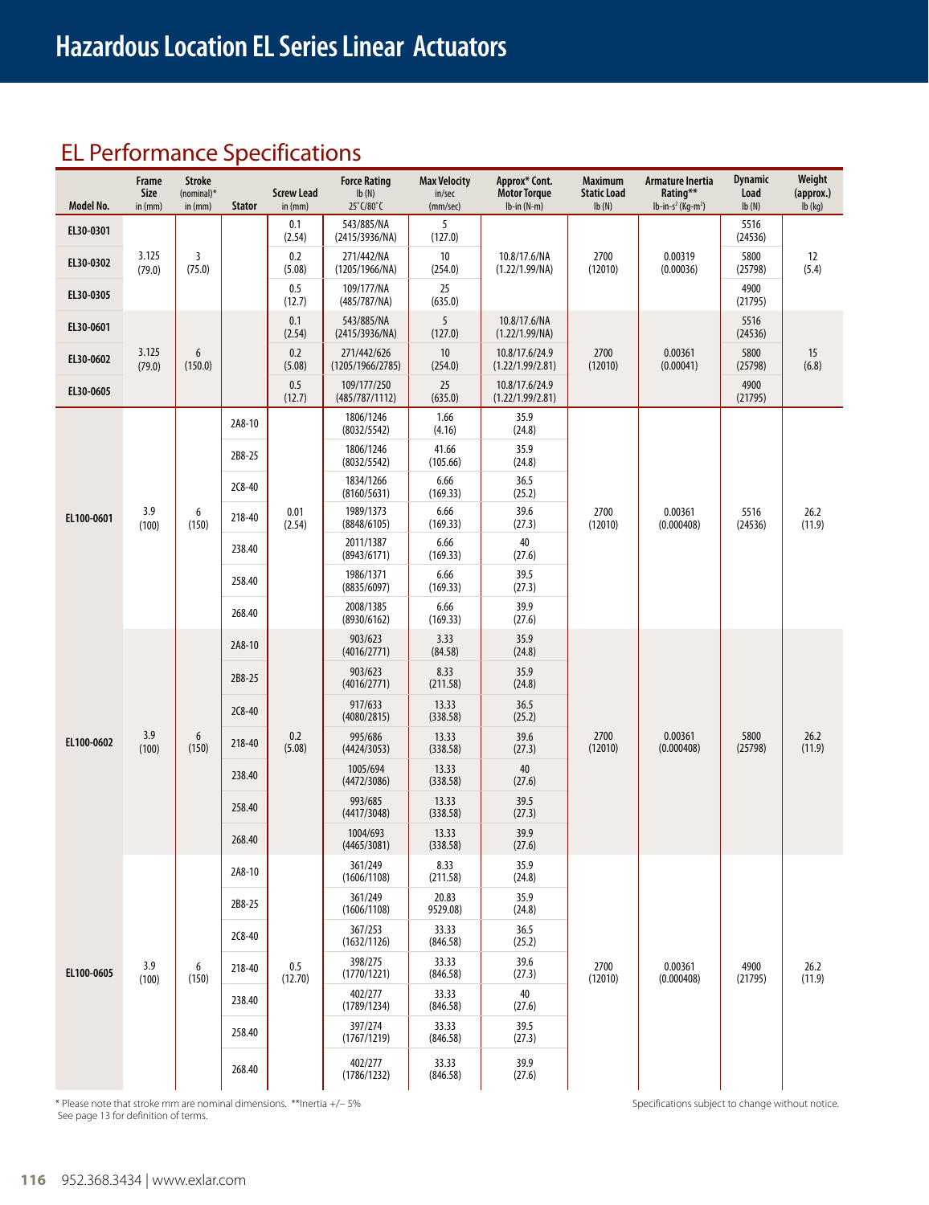# Hazardous Location EL Series Linear Actuators

## EL Performance Specifications

| Model No. | Frame Size in (mm) | Stroke (nominal)* in (mm) | Stator | Screw Lead in (mm) | Force Rating lb (N) 25°C/80°C | Max Velocity in/sec (mm/sec) | Approx* Cont. Motor Torque lb-in (N-m) | Maximum Static Load lb (N) | Armature Inertia Rating** lb-in-s² (Kg-m²) | Dynamic Load lb (N) | Weight (approx.) lb (kg) |
|---|---|---|---|---|---|---|---|---|---|---|---|
| EL30-0301 | 3.125 (79.0) | 3 (75.0) | | 0.1 (2.54) | 543/885/NA (2415/3936/NA) | 5 (127.0) | 10.8/17.6/NA (1.22/1.99/NA) | 2700 (12010) | 0.00319 (0.00036) | 5516 (24536) | 12 (5.4) |
| EL30-0302 | | | | 0.2 (5.08) | 271/442/NA (1205/1966/NA) | 10 (254.0) | | | | 5800 (25798) | |
| EL30-0305 | | | | 0.5 (12.7) | 109/177/NA (485/787/NA) | 25 (635.0) | | | | 4900 (21795) | |
| EL30-0601 | 3.125 (79.0) | 6 (150.0) | | 0.1 (2.54) | 543/885/NA (2415/3936/NA) | 5 (127.0) | 10.8/17.6/NA (1.22/1.99/NA) | 2700 (12010) | 0.00361 (0.00041) | 5516 (24536) | 15 (6.8) |
| EL30-0602 | | | | 0.2 (5.08) | 271/442/626 (1205/1966/2785) | 10 (254.0) | 10.8/17.6/24.9 (1.22/1.99/2.81) | | | 5800 (25798) | |
| EL30-0605 | | | | 0.5 (12.7) | 109/177/250 (485/787/1112) | 25 (635.0) | 10.8/17.6/24.9 (1.22/1.99/2.81) | | | 4900 (21795) | |
| EL100-0601 | 3.9 (100) | 6 (150) | 2A8-10 | 0.01 (2.54) | 1806/1246 (8032/5542) | 1.66 (4.16) | 35.9 (24.8) | 2700 (12010) | 0.00361 (0.000408) | 5516 (24536) | 26.2 (11.9) |
| | | | 2B8-25 | | 1806/1246 (8032/5542) | 41.66 (105.66) | 35.9 (24.8) | | | | |
| | | | 2C8-40 | | 1834/1266 (8160/5631) | 6.66 (169.33) | 36.5 (25.2) | | | | |
| | | | 218-40 | | 1989/1373 (8848/6105) | 6.66 (169.33) | 39.6 (27.3) | | | | |
| | | | 238.40 | | 2011/1387 (8943/6171) | 6.66 (169.33) | 40 (27.6) | | | | |
| | | | 258.40 | | 1986/1371 (8835/6097) | 6.66 (169.33) | 39.5 (27.3) | | | | |
| | | | 268.40 | | 2008/1385 (8930/6162) | 6.66 (169.33) | 39.9 (27.6) | | | | |
| EL100-0602 | 3.9 (100) | 6 (150) | 2A8-10 | 0.2 (5.08) | 903/623 (4016/2771) | 3.33 (84.58) | 35.9 (24.8) | 2700 (12010) | 0.00361 (0.000408) | 5800 (25798) | 26.2 (11.9) |
| | | | 2B8-25 | | 903/623 (4016/2771) | 8.33 (211.58) | 35.9 (24.8) | | | | |
| | | | 2C8-40 | | 917/633 (4080/2815) | 13.33 (338.58) | 36.5 (25.2) | | | | |
| | | | 218-40 | | 995/686 (4424/3053) | 13.33 (338.58) | 39.6 (27.3) | | | | |
| | | | 238.40 | | 1005/694 (4472/3086) | 13.33 (338.58) | 40 (27.6) | | | | |
| | | | 258.40 | | 993/685 (4417/3048) | 13.33 (338.58) | 39.5 (27.3) | | | | |
| | | | 268.40 | | 1004/693 (4465/3081) | 13.33 (338.58) | 39.9 (27.6) | | | | |
| EL100-0605 | 3.9 (100) | 6 (150) | 2A8-10 | 0.5 (12.70) | 361/249 (1606/1108) | 8.33 (211.58) | 35.9 (24.8) | 2700 (12010) | 0.00361 (0.000408) | 4900 (21795) | 26.2 (11.9) |
| | | | 2B8-25 | | 361/249 (1606/1108) | 20.83 9529.08) | 35.9 (24.8) | | | | |
| | | | 2C8-40 | | 367/253 (1632/1126) | 33.33 (846.58) | 36.5 (25.2) | | | | |
| | | | 218-40 | | 398/275 (1770/1221) | 33.33 (846.58) | 39.6 (27.3) | | | | |
| | | | 238.40 | | 402/277 (1789/1234) | 33.33 (846.58) | 40 (27.6) | | | | |
| | | | 258.40 | | 397/274 (1767/1219) | 33.33 (846.58) | 39.5 (27.3) | | | | |
| | | | 268.40 | | 402/277 (1786/1232) | 33.33 (846.58) | 39.9 (27.6) | | | | |

\* Please note that stroke mm are nominal dimensions. **Inertia +/− 5%
See page 13 for definition of terms.

Specifications subject to change without notice.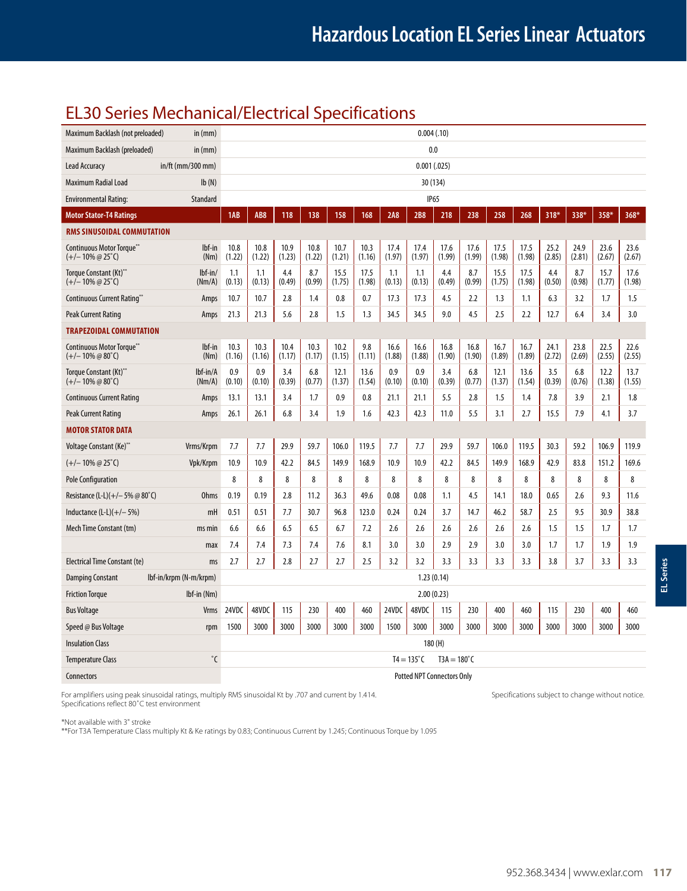# Hazardous Location EL Series Linear Actuators

## EL30 Series Mechanical/Electrical Specifications

| | | 1AB | AB8 | 118 | 138 | 158 | 168 | 2A8 | 2B8 | 218 | 238 | 258 | 268 | 318* | 338* | 358* | 368* |
|---|---|---|---|---|---|---|---|---|---|---|---|---|---|---|---|---|---|
| Maximum Backlash (not preloaded) | in (mm) | 0.004 (.10) | | | | | | | | | | | | | | | |
| Maximum Backlash (preloaded) | in (mm) | 0.0 | | | | | | | | | | | | | | | |
| Lead Accuracy | in/ft (mm/300 mm) | 0.001 (.025) | | | | | | | | | | | | | | | |
| Maximum Radial Load | lb (N) | 30 (134) | | | | | | | | | | | | | | | |
| Environmental Rating: | Standard | IP65 | | | | | | | | | | | | | | | |
| **Motor Stator-T4 Ratings** | | **1AB** | **AB8** | **118** | **138** | **158** | **168** | **2A8** | **2B8** | **218** | **238** | **258** | **268** | **318*** | **338*** | **358*** | **368*** |
| **RMS SINUSOIDAL COMMUTATION** | | | | | | | | | | | | | | | | | |
| Continuous Motor Torque** (+/− 10% @ 25˚C) | lbf-in (Nm) | 10.8 (1.22) | 10.8 (1.22) | 10.9 (1.23) | 10.8 (1.22) | 10.7 (1.21) | 10.3 (1.16) | 17.4 (1.97) | 17.4 (1.97) | 17.6 (1.99) | 17.6 (1.99) | 17.5 (1.98) | 17.5 (1.98) | 25.2 (2.85) | 24.9 (2.81) | 23.6 (2.67) | 23.6 (2.67) |
| Torque Constant (Kt)** (+/− 10% @ 25˚C) | lbf-in/ (Nm/A) | 1.1 (0.13) | 1.1 (0.13) | 4.4 (0.49) | 8.7 (0.99) | 15.5 (1.75) | 17.5 (1.98) | 1.1 (0.13) | 1.1 (0.13) | 4.4 (0.49) | 8.7 (0.99) | 15.5 (1.75) | 17.5 (1.98) | 4.4 (0.50) | 8.7 (0.98) | 15.7 (1.77) | 17.6 (1.98) |
| Continuous Current Rating** | Amps | 10.7 | 10.7 | 2.8 | 1.4 | 0.8 | 0.7 | 17.3 | 17.3 | 4.5 | 2.2 | 1.3 | 1.1 | 6.3 | 3.2 | 1.7 | 1.5 |
| Peak Current Rating | Amps | 21.3 | 21.3 | 5.6 | 2.8 | 1.5 | 1.3 | 34.5 | 34.5 | 9.0 | 4.5 | 2.5 | 2.2 | 12.7 | 6.4 | 3.4 | 3.0 |
| **TRAPEZOIDAL COMMUTATION** | | | | | | | | | | | | | | | | | |
| Continuous Motor Torque** (+/− 10% @ 80˚C) | lbf-in (Nm) | 10.3 (1.16) | 10.3 (1.16) | 10.4 (1.17) | 10.3 (1.17) | 10.2 (1.15) | 9.8 (1.11) | 16.6 (1.88) | 16.6 (1.88) | 16.8 (1.90) | 16.8 (1.90) | 16.7 (1.89) | 16.7 (1.89) | 24.1 (2.72) | 23.8 (2.69) | 22.5 (2.55) | 22.6 (2.55) |
| Torque Constant (Kt)** (+/− 10% @ 80˚C) | lbf-in/A (Nm/A) | 0.9 (0.10) | 0.9 (0.10) | 3.4 (0.39) | 6.8 (0.77) | 12.1 (1.37) | 13.6 (1.54) | 0.9 (0.10) | 0.9 (0.10) | 3.4 (0.39) | 6.8 (0.77) | 12.1 (1.37) | 13.6 (1.54) | 3.5 (0.39) | 6.8 (0.76) | 12.2 (1.38) | 13.7 (1.55) |
| Continuous Current Rating | Amps | 13.1 | 13.1 | 3.4 | 1.7 | 0.9 | 0.8 | 21.1 | 21.1 | 5.5 | 2.8 | 1.5 | 1.4 | 7.8 | 3.9 | 2.1 | 1.8 |
| Peak Current Rating | Amps | 26.1 | 26.1 | 6.8 | 3.4 | 1.9 | 1.6 | 42.3 | 42.3 | 11.0 | 5.5 | 3.1 | 2.7 | 15.5 | 7.9 | 4.1 | 3.7 |
| **MOTOR STATOR DATA** | | | | | | | | | | | | | | | | | |
| Voltage Constant (Ke)** | Vrms/Krpm | 7.7 | 7.7 | 29.9 | 59.7 | 106.0 | 119.5 | 7.7 | 7.7 | 29.9 | 59.7 | 106.0 | 119.5 | 30.3 | 59.2 | 106.9 | 119.9 |
| (+/− 10% @ 25˚C) | Vpk/Krpm | 10.9 | 10.9 | 42.2 | 84.5 | 149.9 | 168.9 | 10.9 | 10.9 | 42.2 | 84.5 | 149.9 | 168.9 | 42.9 | 83.8 | 151.2 | 169.6 |
| Pole Configuration | | 8 | 8 | 8 | 8 | 8 | 8 | 8 | 8 | 8 | 8 | 8 | 8 | 8 | 8 | 8 | 8 |
| Resistance (L-L)(+/− 5% @ 80˚C) | Ohms | 0.19 | 0.19 | 2.8 | 11.2 | 36.3 | 49.6 | 0.08 | 0.08 | 1.1 | 4.5 | 14.1 | 18.0 | 0.65 | 2.6 | 9.3 | 11.6 |
| Inductance (L-L)(+/− 5%) | mH | 0.51 | 0.51 | 7.7 | 30.7 | 96.8 | 123.0 | 0.24 | 0.24 | 3.7 | 14.7 | 46.2 | 58.7 | 2.5 | 9.5 | 30.9 | 38.8 |
| Mech Time Constant (tm) | ms min | 6.6 | 6.6 | 6.5 | 6.5 | 6.7 | 7.2 | 2.6 | 2.6 | 2.6 | 2.6 | 2.6 | 2.6 | 1.5 | 1.5 | 1.7 | 1.7 |
| | max | 7.4 | 7.4 | 7.3 | 7.4 | 7.6 | 8.1 | 3.0 | 3.0 | 2.9 | 2.9 | 3.0 | 3.0 | 1.7 | 1.7 | 1.9 | 1.9 |
| Electrical Time Constant (te) | ms | 2.7 | 2.7 | 2.8 | 2.7 | 2.7 | 2.5 | 3.2 | 3.2 | 3.3 | 3.3 | 3.3 | 3.3 | 3.8 | 3.7 | 3.3 | 3.3 |
| Damping Constant | lbf-in/krpm (N-m/krpm) | 1.23 (0.14) | | | | | | | | | | | | | | | |
| Friction Torque | lbf-in (Nm) | 2.00 (0.23) | | | | | | | | | | | | | | | |
| Bus Voltage | Vrms | 24VDC | 48VDC | 115 | 230 | 400 | 460 | 24VDC | 48VDC | 115 | 230 | 400 | 460 | 115 | 230 | 400 | 460 |
| Speed @ Bus Voltage | rpm | 1500 | 3000 | 3000 | 3000 | 3000 | 3000 | 1500 | 3000 | 3000 | 3000 | 3000 | 3000 | 3000 | 3000 | 3000 | 3000 |
| Insulation Class | | 180 (H) | | | | | | | | | | | | | | | |
| Temperature Class | ˚C | T4 = 135˚C T3A = 180˚C | | | | | | | | | | | | | | | |
| Connectors | | Potted NPT Connectors Only | | | | | | | | | | | | | | | |

For amplifiers using peak sinusoidal ratings, multiply RMS sinusoidal Kt by .707 and current by 1.414.
Specifications reflect 80˚C test environment

Specifications subject to change without notice.

*Not available with 3" stroke
**For T3A Temperature Class multiply Kt & Ke ratings by 0.83; Continuous Current by 1.245; Continuous Torque by 1.095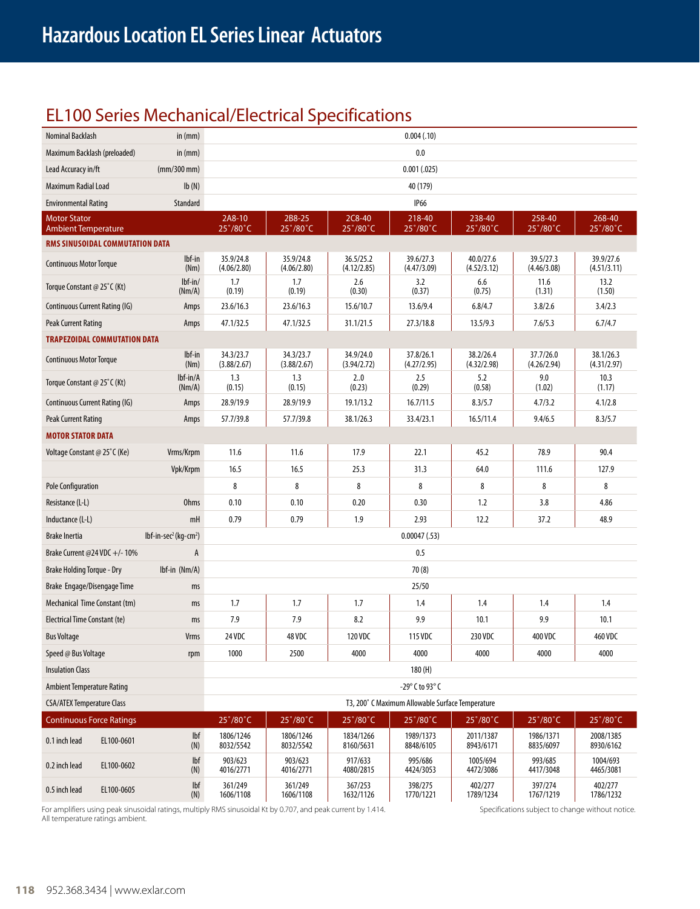# Hazardous Location EL Series Linear Actuators

## EL100 Series Mechanical/Electrical Specifications

| | | | | | | | | |
|---|---|---|---|---|---|---|---|---|
| Nominal Backlash | in (mm) | 0.004 (.10) | | | | | | |
| Maximum Backlash (preloaded) | in (mm) | 0.0 | | | | | | |
| Lead Accuracy in/ft | (mm/300 mm) | 0.001 (.025) | | | | | | |
| Maximum Radial Load | lb (N) | 40 (179) | | | | | | |
| Environmental Rating | Standard | IP66 | | | | | | |
| **Motor Stator Ambient Temperature** | | **2A8-10 25˚/80˚C** | **2B8-25 25˚/80˚C** | **2C8-40 25˚/80˚C** | **218-40 25˚/80˚C** | **238-40 25˚/80˚C** | **258-40 25˚/80˚C** | **268-40 25˚/80˚C** |
| **RMS SINUSOIDAL COMMUTATION DATA** | | | | | | | | |
| Continuous Motor Torque | lbf-in (Nm) | 35.9/24.8 (4.06/2.80) | 35.9/24.8 (4.06/2.80) | 36.5/25.2 (4.12/2.85) | 39.6/27.3 (4.47/3.09) | 40.0/27.6 (4.52/3.12) | 39.5/27.3 (4.46/3.08) | 39.9/27.6 (4.51/3.11) |
| Torque Constant @ 25˚C (Kt) | lbf-in/ (Nm/A) | 1.7 (0.19) | 1.7 (0.19) | 2.6 (0.30) | 3.2 (0.37) | 6.6 (0.75) | 11.6 (1.31) | 13.2 (1.50) |
| Continuous Current Rating (IG) | Amps | 23.6/16.3 | 23.6/16.3 | 15.6/10.7 | 13.6/9.4 | 6.8/4.7 | 3.8/2.6 | 3.4/2.3 |
| Peak Current Rating | Amps | 47.1/32.5 | 47.1/32.5 | 31.1/21.5 | 27.3/18.8 | 13.5/9.3 | 7.6/5.3 | 6.7/4.7 |
| **TRAPEZOIDAL COMMUTATION DATA** | | | | | | | | |
| Continuous Motor Torque | lbf-in (Nm) | 34.3/23.7 (3.88/2.67) | 34.3/23.7 (3.88/2.67) | 34.9/24.0 (3.94/2.72) | 37.8/26.1 (4.27/2.95) | 38.2/26.4 (4.32/2.98) | 37.7/26.0 (4.26/2.94) | 38.1/26.3 (4.31/2.97) |
| Torque Constant @ 25˚C (Kt) | lbf-in/A (Nm/A) | 1.3 (0.15) | 1.3 (0.15) | 2..0 (0.23) | 2.5 (0.29) | 5.2 (0.58) | 9.0 (1.02) | 10.3 (1.17) |
| Continuous Current Rating (IG) | Amps | 28.9/19.9 | 28.9/19.9 | 19.1/13.2 | 16.7/11.5 | 8.3/5.7 | 4.7/3.2 | 4.1/2.8 |
| Peak Current Rating | Amps | 57.7/39.8 | 57.7/39.8 | 38.1/26.3 | 33.4/23.1 | 16.5/11.4 | 9.4/6.5 | 8.3/5.7 |
| **MOTOR STATOR DATA** | | | | | | | | |
| Voltage Constant @ 25˚C (Ke) | Vrms/Krpm | 11.6 | 11.6 | 17.9 | 22.1 | 45.2 | 78.9 | 90.4 |
| | Vpk/Krpm | 16.5 | 16.5 | 25.3 | 31.3 | 64.0 | 111.6 | 127.9 |
| Pole Configuration | | 8 | 8 | 8 | 8 | 8 | 8 | 8 |
| Resistance (L-L) | Ohms | 0.10 | 0.10 | 0.20 | 0.30 | 1.2 | 3.8 | 4.86 |
| Inductance (L-L) | mH | 0.79 | 0.79 | 1.9 | 2.93 | 12.2 | 37.2 | 48.9 |
| Brake Inertia | lbf-in-sec² (kg-cm²) | 0.00047 (.53) | | | | | | |
| Brake Current @24 VDC +/- 10% | A | 0.5 | | | | | | |
| Brake Holding Torque - Dry | lbf-in (Nm/A) | 70 (8) | | | | | | |
| Brake Engage/Disengage Time | ms | 25/50 | | | | | | |
| Mechanical Time Constant (tm) | ms | 1.7 | 1.7 | 1.7 | 1.4 | 1.4 | 1.4 | 1.4 |
| Electrical Time Constant (te) | ms | 7.9 | 7.9 | 8.2 | 9.9 | 10.1 | 9.9 | 10.1 |
| Bus Voltage | Vrms | 24 VDC | 48 VDC | 120 VDC | 115 VDC | 230 VDC | 400 VDC | 460 VDC |
| Speed @ Bus Voltage | rpm | 1000 | 2500 | 4000 | 4000 | 4000 | 4000 | 4000 |
| Insulation Class | | 180 (H) | | | | | | |
| Ambient Temperature Rating | | -29° C to 93° C | | | | | | |
| CSA/ATEX Temperature Class | | T3, 200° C Maximum Allowable Surface Temperature | | | | | | |
| **Continuous Force Ratings** | | **25˚/80˚C** | **25˚/80˚C** | **25˚/80˚C** | **25˚/80˚C** | **25˚/80˚C** | **25˚/80˚C** | **25˚/80˚C** |
| 0.1 inch lead EL100-0601 | lbf (N) | 1806/1246 8032/5542 | 1806/1246 8032/5542 | 1834/1266 8160/5631 | 1989/1373 8848/6105 | 2011/1387 8943/6171 | 1986/1371 8835/6097 | 2008/1385 8930/6162 |
| 0.2 inch lead EL100-0602 | lbf (N) | 903/623 4016/2771 | 903/623 4016/2771 | 917/633 4080/2815 | 995/686 4424/3053 | 1005/694 4472/3086 | 993/685 4417/3048 | 1004/693 4465/3081 |
| 0.5 inch lead EL100-0605 | lbf (N) | 361/249 1606/1108 | 361/249 1606/1108 | 367/253 1632/1126 | 398/275 1770/1221 | 402/277 1789/1234 | 397/274 1767/1219 | 402/277 1786/1232 |

For amplifiers using peak sinusoidal ratings, multiply RMS sinusoidal Kt by 0.707, and peak current by 1.414.
All temperature ratings ambient.

Specifications subject to change without notice.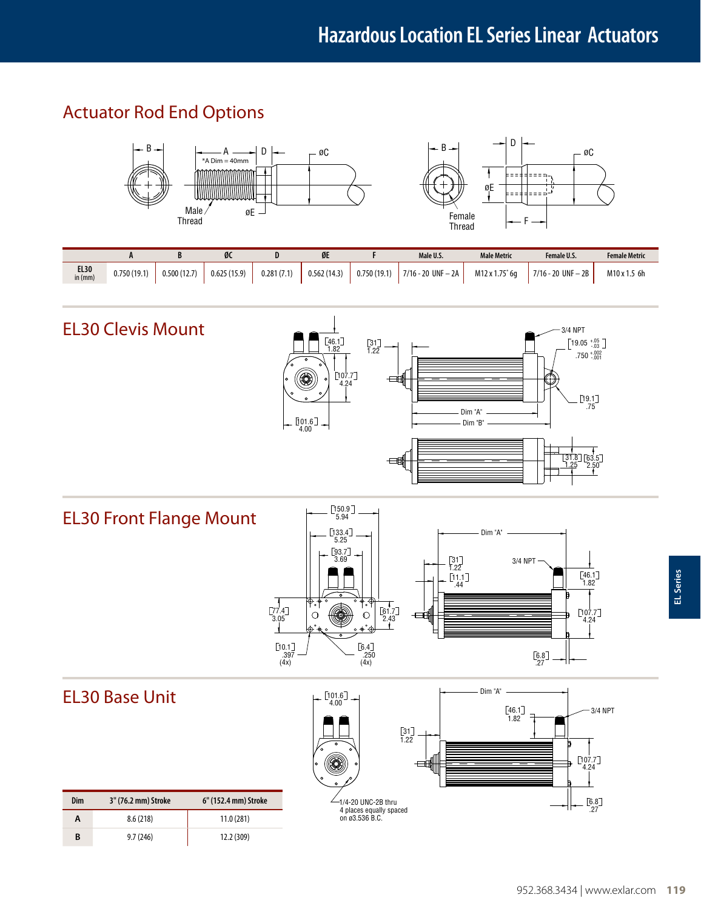## Actuator Rod End Options

*A Dim = 40mm

Male Thread

Female Thread

| | A | B | ØC | D | ØE | F | Male U.S. | Male Metric | Female U.S. | Female Metric |
|---|---|---|---|---|---|---|---|---|---|---|
| EL30 in (mm) | 0.750 (19.1) | 0.500 (12.7) | 0.625 (15.9) | 0.281 (7.1) | 0.562 (14.3) | 0.750 (19.1) | 7/16 - 20 UNF – 2A | M12 x 1.75˚ 6g | 7/16 - 20 UNF – 2B | M10 x 1.5 6h |

## EL30 Clevis Mount

[46.1] 1.82

[107.7] 4.24

[101.6] 4.00

[31] 1.22

3/4 NPT

[19.05 +.05 -.03] .750 +.002 -.001

[19.1] .75

Dim "A"

Dim "B"

[31.8] 1.25

[63.5] 2.50

## EL30 Front Flange Mount

[150.9] 5.94

[133.4] 5.25

[93.7] 3.69

[77.4] 3.05

[61.7] 2.43

[10.1] .397 (4x)

[6.4] .250 (4x)

Dim "A"

[31] 1.22

[11.1] .44

3/4 NPT

[46.1] 1.82

[107.7] 4.24

[6.8] .27

## EL30 Base Unit

[101.6] 4.00

1/4-20 UNC-2B thru 4 places equally spaced on ø3.536 B.C.

Dim "A"

[46.1] 1.82

3/4 NPT

[31] 1.22

[107.7] 4.24

[6.8] .27

| Dim | 3" (76.2 mm) Stroke | 6" (152.4 mm) Stroke |
|---|---|---|
| A | 8.6 (218) | 11.0 (281) |
| B | 9.7 (246) | 12.2 (309) |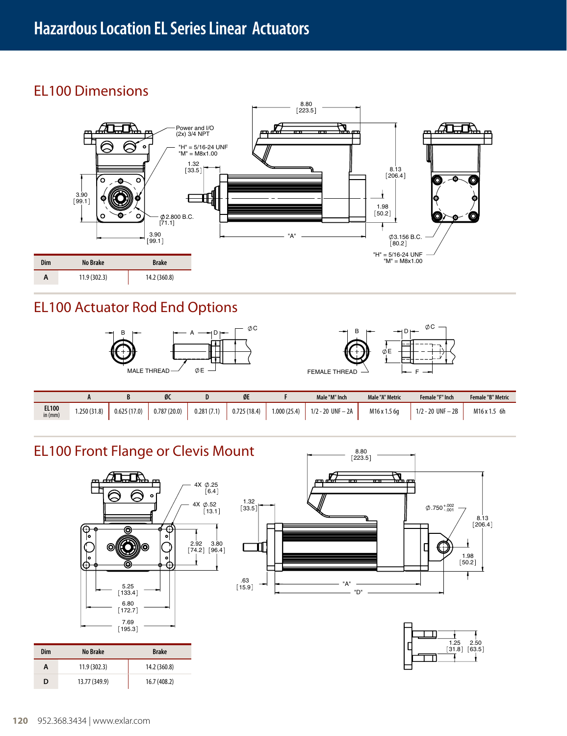# Hazardous Location EL Series Linear Actuators

## EL100 Dimensions

Power and I/O (2x) 3/4 NPT

"H" = 5/16-24 UNF
"M" = M8x1.00

1.32 [33.5]

8.80 [223.5]

8.13 [206.4]

1.98 [50.2]

3.90 [99.1]

∅2.800 B.C. [71.1]

3.90 [99.1]

"A"

∅3.156 B.C. [80.2]

"H" = 5/16-24 UNF
"M" = M8x1.00

| Dim | No Brake | Brake |
|---|---|---|
| A | 11.9 (302.3) | 14.2 (360.8) |

## EL100 Actuator Rod End Options

MALE THREAD

FEMALE THREAD

| | A | B | ØC | D | ØE | F | Male "M" Inch | Male "A" Metric | Female "F" Inch | Female "B" Metric |
|---|---|---|---|---|---|---|---|---|---|---|
| EL100 in (mm) | 1.250 (31.8) | 0.625 (17.0) | 0.787 (20.0) | 0.281 (7.1) | 0.725 (18.4) | 1.000 (25.4) | 1/2 - 20 UNF – 2A | M16 x 1.5 6g | 1/2 - 20 UNF – 2B | M16 x 1.5 6h |

## EL100 Front Flange or Clevis Mount

4X ∅.25 [6.4]

4X ∅.52 [13.1]

2.92 [74.2]

3.80 [96.4]

5.25 [133.4]

6.80 [172.7]

7.69 [195.3]

8.80 [223.5]

1.32 [33.5]

∅.750 $^{+.002}_{-.001}$

8.13 [206.4]

1.98 [50.2]

.63 [15.9]

"A"

"D"

1.25 [31.8]

2.50 [63.5]

| Dim | No Brake | Brake |
|---|---|---|
| A | 11.9 (302.3) | 14.2 (360.8) |
| D | 13.77 (349.9) | 16.7 (408.2) |

952.368.3434 | www.exlar.com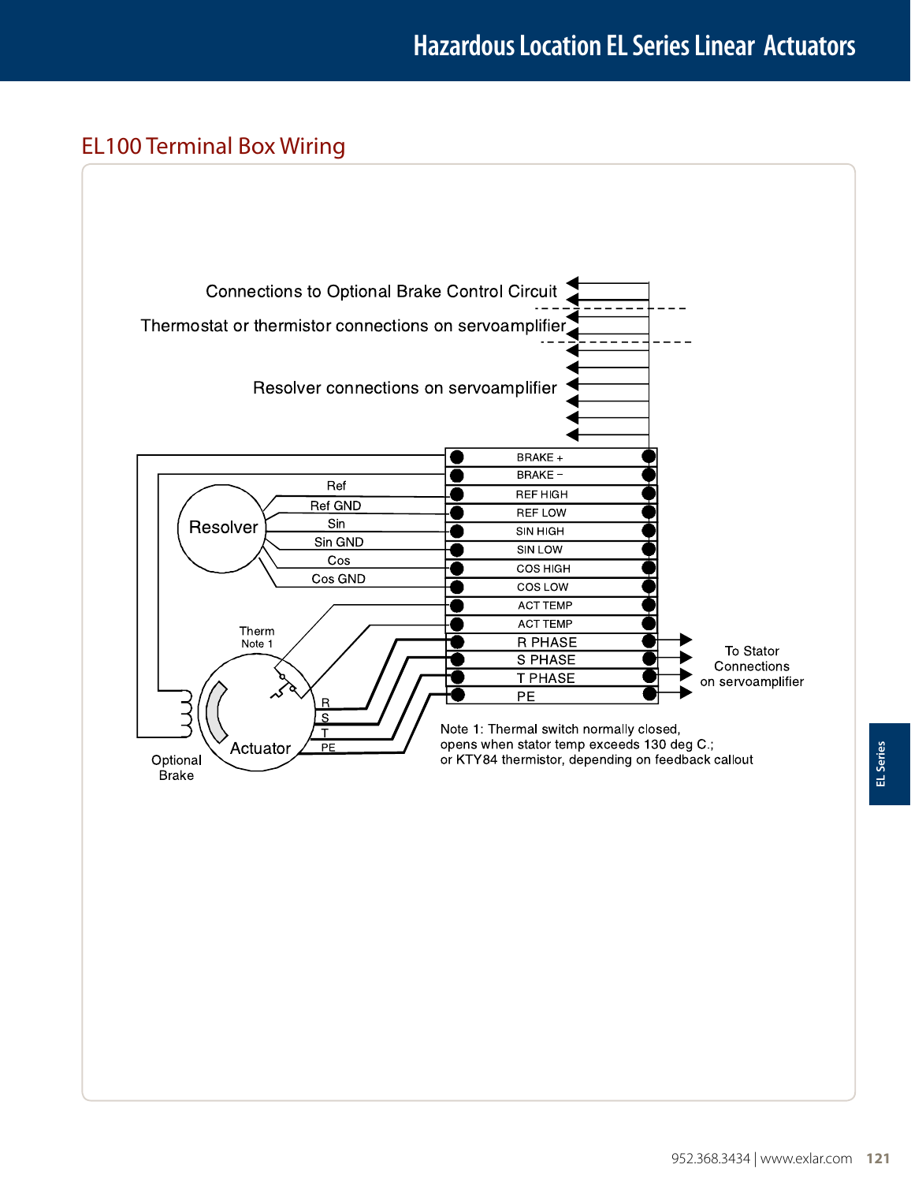## EL100 Terminal Box Wiring

Connections to Optional Brake Control Circuit

Thermostat or thermistor connections on servoamplifier

Resolver connections on servoamplifier

| Terminal |
|---|
| BRAKE + |
| BRAKE − |
| REF HIGH |
| REF LOW |
| SIN HIGH |
| SIN LOW |
| COS HIGH |
| COS LOW |
| ACT TEMP |
| ACT TEMP |
| R PHASE |
| S PHASE |
| T PHASE |
| PE |

Resolver: Ref, Ref GND, Sin, Sin GND, Cos, Cos GND

Therm Note 1

Actuator: R, S, T, PE

Optional Brake

To Stator Connections on servoamplifier

Note 1: Thermal switch normally closed, opens when stator temp exceeds 130 deg C.; or KTY84 thermistor, depending on feedback callout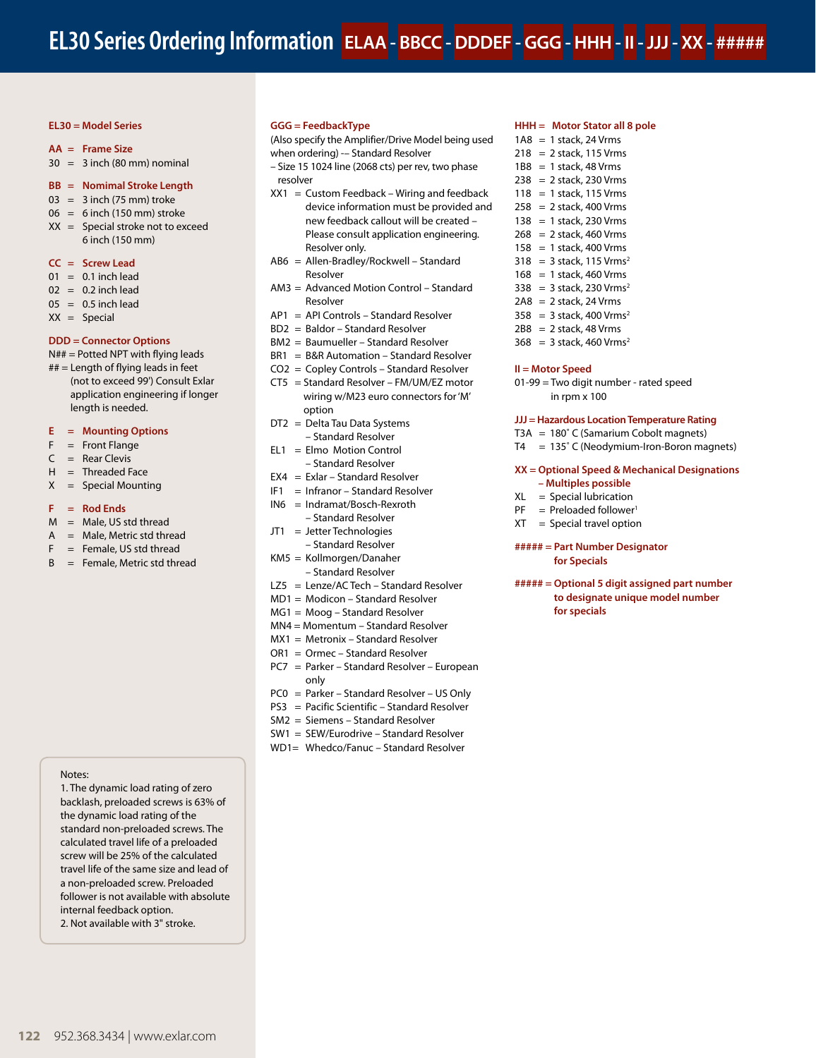# EL30 Series Ordering Information ELAA - BBCC - DDDEF - GGG - HHH - II - JJJ - XX - #####

**EL30 = Model Series**

**AA = Frame Size**
30 = 3 inch (80 mm) nominal

**BB = Nomimal Stroke Length**
03 = 3 inch (75 mm) troke
06 = 6 inch (150 mm) stroke
XX = Special stroke not to exceed 6 inch (150 mm)

**CC = Screw Lead**
01 = 0.1 inch lead
02 = 0.2 inch lead
05 = 0.5 inch lead
XX = Special

**DDD = Connector Options**
N## = Potted NPT with flying leads
## = Length of flying leads in feet (not to exceed 99') Consult Exlar application engineering if longer length is needed.

**E = Mounting Options**
F = Front Flange
C = Rear Clevis
H = Threaded Face
X = Special Mounting

**F = Rod Ends**
M = Male, US std thread
A = Male, Metric std thread
F = Female, US std thread
B = Female, Metric std thread

Notes:
1. The dynamic load rating of zero backlash, preloaded screws is 63% of the dynamic load rating of the standard non-preloaded screws. The calculated travel life of a preloaded screw will be 25% of the calculated travel life of the same size and lead of a non-preloaded screw. Preloaded follower is not available with absolute internal feedback option.
2. Not available with 3" stroke.

**GGG = FeedbackType**
(Also specify the Amplifier/Drive Model being used when ordering) -– Standard Resolver – Size 15 1024 line (2068 cts) per rev, two phase resolver

XX1 = Custom Feedback – Wiring and feedback device information must be provided and new feedback callout will be created – Please consult application engineering. Resolver only.
AB6 = Allen-Bradley/Rockwell – Standard Resolver
AM3 = Advanced Motion Control – Standard Resolver
AP1 = API Controls – Standard Resolver
BD2 = Baldor – Standard Resolver
BM2 = Baumueller – Standard Resolver
BR1 = B&R Automation – Standard Resolver
CO2 = Copley Controls – Standard Resolver
CT5 = Standard Resolver – FM/UM/EZ motor wiring w/M23 euro connectors for 'M' option
DT2 = Delta Tau Data Systems – Standard Resolver
EL1 = Elmo Motion Control – Standard Resolver
EX4 = Exlar – Standard Resolver
IF1 = Infranor – Standard Resolver
IN6 = Indramat/Bosch-Rexroth – Standard Resolver
JT1 = Jetter Technologies – Standard Resolver
KM5 = Kollmorgen/Danaher – Standard Resolver
LZ5 = Lenze/AC Tech – Standard Resolver
MD1 = Modicon – Standard Resolver
MG1 = Moog – Standard Resolver
MN4 = Momentum – Standard Resolver
MX1 = Metronix – Standard Resolver
OR1 = Ormec – Standard Resolver
PC7 = Parker – Standard Resolver – European only
PC0 = Parker – Standard Resolver – US Only
PS3 = Pacific Scientific – Standard Resolver
SM2 = Siemens – Standard Resolver
SW1 = SEW/Eurodrive – Standard Resolver
WD1= Whedco/Fanuc – Standard Resolver

**HHH = Motor Stator all 8 pole**
1A8 = 1 stack, 24 Vrms
218 = 2 stack, 115 Vrms
1B8 = 1 stack, 48 Vrms
238 = 2 stack, 230 Vrms
118 = 1 stack, 115 Vrms
258 = 2 stack, 400 Vrms
138 = 1 stack, 230 Vrms
268 = 2 stack, 460 Vrms
158 = 1 stack, 400 Vrms
318 = 3 stack, 115 Vrms[2]
168 = 1 stack, 460 Vrms
338 = 3 stack, 230 Vrms[2]
2A8 = 2 stack, 24 Vrms
358 = 3 stack, 400 Vrms[2]
2B8 = 2 stack, 48 Vrms
368 = 3 stack, 460 Vrms[2]

**II = Motor Speed**
01-99 = Two digit number - rated speed in rpm x 100

**JJJ = Hazardous Location Temperature Rating**
T3A = 180° C (Samarium Cobolt magnets)
T4 = 135° C (Neodymium-Iron-Boron magnets)

**XX = Optional Speed & Mechanical Designations – Multiples possible**
XL = Special lubrication
PF = Preloaded follower[1]
XT = Special travel option

**##### = Part Number Designator for Specials**

**##### = Optional 5 digit assigned part number to designate unique model number for specials**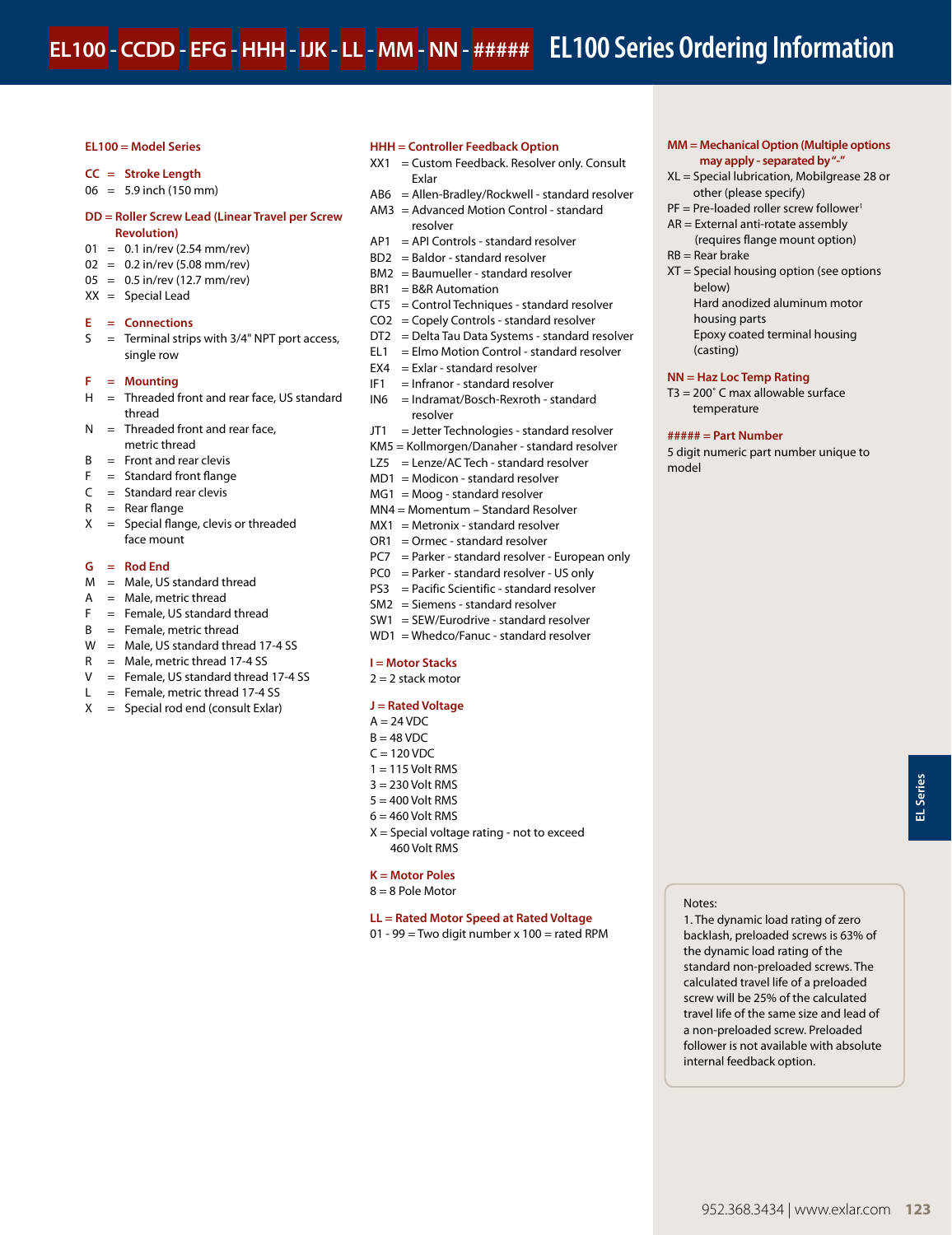# EL100 - CCDD - EFG - HHH - IJK - LL - MM - NN - ##### EL100 Series Ordering Information

**EL100 = Model Series**

**CC = Stroke Length**
06 = 5.9 inch (150 mm)

**DD = Roller Screw Lead (Linear Travel per Screw Revolution)**
01 = 0.1 in/rev (2.54 mm/rev)
02 = 0.2 in/rev (5.08 mm/rev)
05 = 0.5 in/rev (12.7 mm/rev)
XX = Special Lead

**E = Connections**
S = Terminal strips with 3/4" NPT port access, single row

**F = Mounting**
H = Threaded front and rear face, US standard thread
N = Threaded front and rear face, metric thread
B = Front and rear clevis
F = Standard front flange
C = Standard rear clevis
R = Rear flange
X = Special flange, clevis or threaded face mount

**G = Rod End**
M = Male, US standard thread
A = Male, metric thread
F = Female, US standard thread
B = Female, metric thread
W = Male, US standard thread 17-4 SS
R = Male, metric thread 17-4 SS
V = Female, US standard thread 17-4 SS
L = Female, metric thread 17-4 SS
X = Special rod end (consult Exlar)

**HHH = Controller Feedback Option**
XX1 = Custom Feedback. Resolver only. Consult Exlar
AB6 = Allen-Bradley/Rockwell - standard resolver
AM3 = Advanced Motion Control - standard resolver
AP1 = API Controls - standard resolver
BD2 = Baldor - standard resolver
BM2 = Baumueller - standard resolver
BR1 = B&R Automation
CT5 = Control Techniques - standard resolver
CO2 = Copely Controls - standard resolver
DT2 = Delta Tau Data Systems - standard resolver
EL1 = Elmo Motion Control - standard resolver
EX4 = Exlar - standard resolver
IF1 = Infranor - standard resolver
IN6 = Indramat/Bosch-Rexroth - standard resolver
JT1 = Jetter Technologies - standard resolver
KM5 = Kollmorgen/Danaher - standard resolver
LZ5 = Lenze/AC Tech - standard resolver
MD1 = Modicon - standard resolver
MG1 = Moog - standard resolver
MN4 = Momentum – Standard Resolver
MX1 = Metronix - standard resolver
OR1 = Ormec - standard resolver
PC7 = Parker - standard resolver - European only
PC0 = Parker - standard resolver - US only
PS3 = Pacific Scientific - standard resolver
SM2 = Siemens - standard resolver
SW1 = SEW/Eurodrive - standard resolver
WD1 = Whedco/Fanuc - standard resolver

**I = Motor Stacks**
2 = 2 stack motor

**J = Rated Voltage**
A = 24 VDC
B = 48 VDC
C = 120 VDC
1 = 115 Volt RMS
3 = 230 Volt RMS
5 = 400 Volt RMS
6 = 460 Volt RMS
X = Special voltage rating - not to exceed 460 Volt RMS

**K = Motor Poles**
8 = 8 Pole Motor

**LL = Rated Motor Speed at Rated Voltage**
01 - 99 = Two digit number x 100 = rated RPM

**MM = Mechanical Option (Multiple options may apply - separated by "-"**
XL = Special lubrication, Mobilgrease 28 or other (please specify)
PF = Pre-loaded roller screw follower[1]
AR = External anti-rotate assembly (requires flange mount option)
RB = Rear brake
XT = Special housing option (see options below)
Hard anodized aluminum motor housing parts
Epoxy coated terminal housing (casting)

**NN = Haz Loc Temp Rating**
T3 = 200˚ C max allowable surface temperature

**##### = Part Number**
5 digit numeric part number unique to model

Notes:
1. The dynamic load rating of zero backlash, preloaded screws is 63% of the dynamic load rating of the standard non-preloaded screws. The calculated travel life of a preloaded screw will be 25% of the calculated travel life of the same size and lead of a non-preloaded screw. Preloaded follower is not available with absolute internal feedback option.